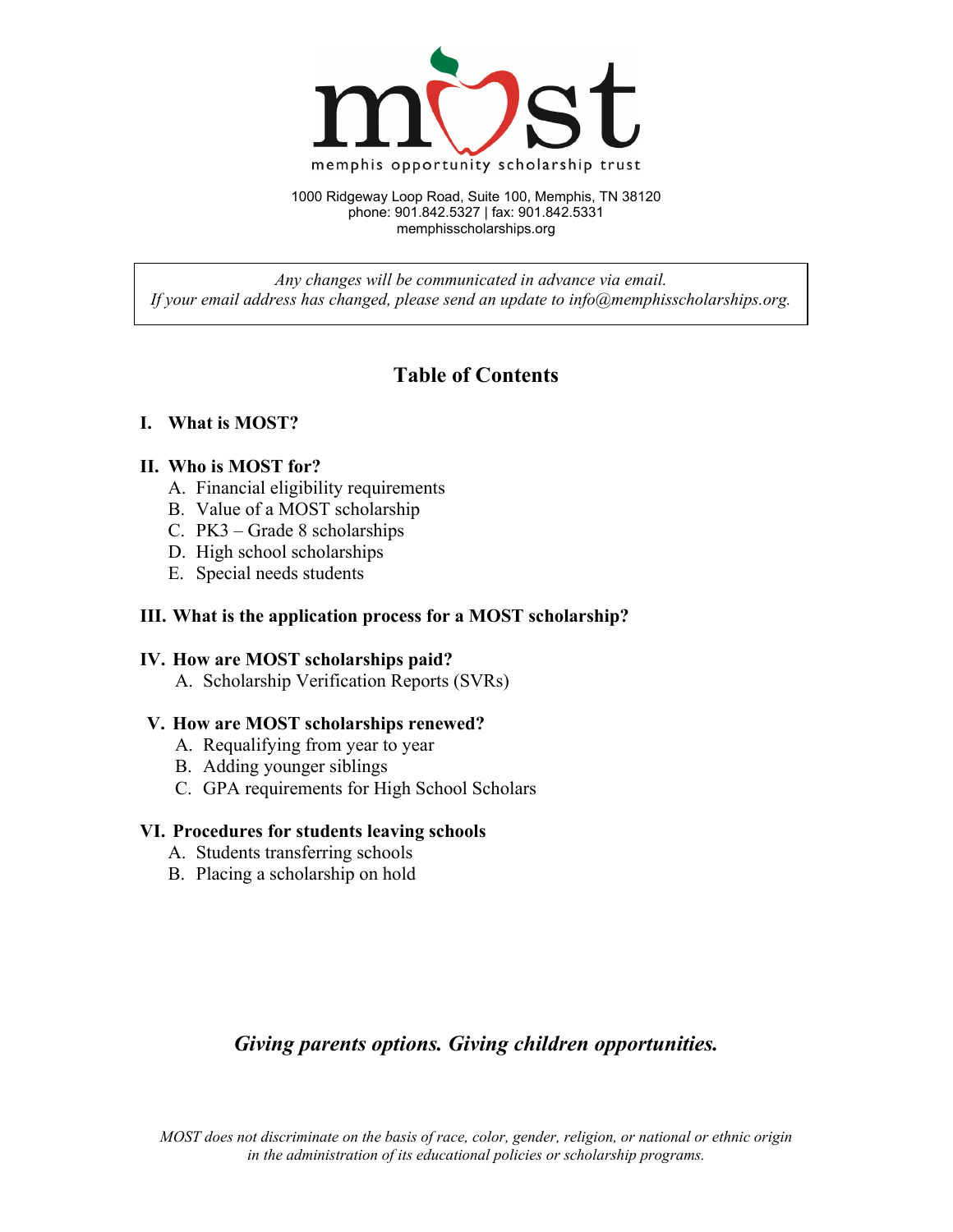# MOST

memphis opportunity scholarship trust

1000 Ridgeway Loop Road, Suite 100, Memphis, TN 38120
phone: 901.842.5327 | fax: 901.842.5331
memphisscholarships.org

*Any changes will be communicated in advance via email.*
*If your email address has changed, please send an update to info@memphisscholarships.org.*

## Table of Contents

**I. What is MOST?**

**II. Who is MOST for?**

- A. Financial eligibility requirements
- B. Value of a MOST scholarship
- C. PK3 – Grade 8 scholarships
- D. High school scholarships
- E. Special needs students

**III. What is the application process for a MOST scholarship?**

**IV. How are MOST scholarships paid?**

- A. Scholarship Verification Reports (SVRs)

**V. How are MOST scholarships renewed?**

- A. Requalifying from year to year
- B. Adding younger siblings
- C. GPA requirements for High School Scholars

**VI. Procedures for students leaving schools**

- A. Students transferring schools
- B. Placing a scholarship on hold

***Giving parents options. Giving children opportunities.***

*MOST does not discriminate on the basis of race, color, gender, religion, or national or ethnic origin in the administration of its educational policies or scholarship programs.*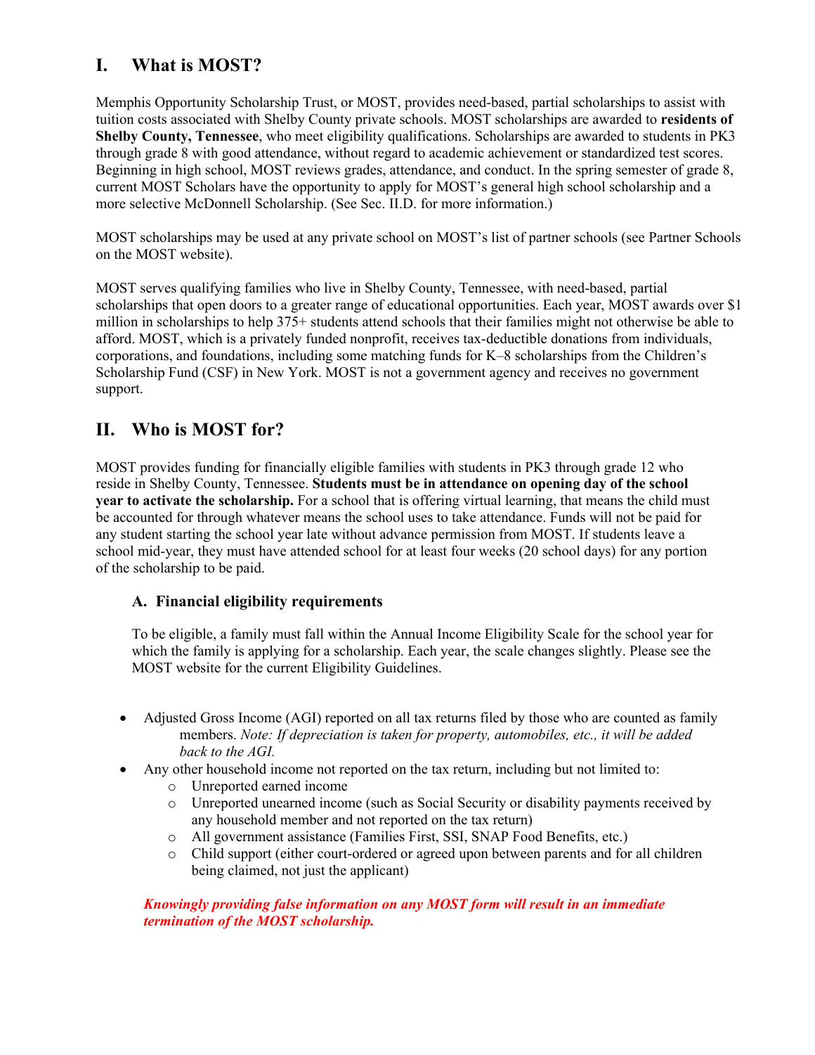## I. What is MOST?

Memphis Opportunity Scholarship Trust, or MOST, provides need-based, partial scholarships to assist with tuition costs associated with Shelby County private schools. MOST scholarships are awarded to **residents of Shelby County, Tennessee**, who meet eligibility qualifications. Scholarships are awarded to students in PK3 through grade 8 with good attendance, without regard to academic achievement or standardized test scores. Beginning in high school, MOST reviews grades, attendance, and conduct. In the spring semester of grade 8, current MOST Scholars have the opportunity to apply for MOST's general high school scholarship and a more selective McDonnell Scholarship. (See Sec. II.D. for more information.)

MOST scholarships may be used at any private school on MOST's list of partner schools (see Partner Schools on the MOST website).

MOST serves qualifying families who live in Shelby County, Tennessee, with need-based, partial scholarships that open doors to a greater range of educational opportunities. Each year, MOST awards over $1 million in scholarships to help 375+ students attend schools that their families might not otherwise be able to afford. MOST, which is a privately funded nonprofit, receives tax-deductible donations from individuals, corporations, and foundations, including some matching funds for K–8 scholarships from the Children's Scholarship Fund (CSF) in New York. MOST is not a government agency and receives no government support.

## II. Who is MOST for?

MOST provides funding for financially eligible families with students in PK3 through grade 12 who reside in Shelby County, Tennessee. **Students must be in attendance on opening day of the school year to activate the scholarship.** For a school that is offering virtual learning, that means the child must be accounted for through whatever means the school uses to take attendance. Funds will not be paid for any student starting the school year late without advance permission from MOST. If students leave a school mid-year, they must have attended school for at least four weeks (20 school days) for any portion of the scholarship to be paid.

### A. Financial eligibility requirements

To be eligible, a family must fall within the Annual Income Eligibility Scale for the school year for which the family is applying for a scholarship. Each year, the scale changes slightly. Please see the MOST website for the current Eligibility Guidelines.

- Adjusted Gross Income (AGI) reported on all tax returns filed by those who are counted as family members. *Note: If depreciation is taken for property, automobiles, etc., it will be added back to the AGI.*
- Any other household income not reported on the tax return, including but not limited to:
  - Unreported earned income
  - Unreported unearned income (such as Social Security or disability payments received by any household member and not reported on the tax return)
  - All government assistance (Families First, SSI, SNAP Food Benefits, etc.)
  - Child support (either court-ordered or agreed upon between parents and for all children being claimed, not just the applicant)

***Knowingly providing false information on any MOST form will result in an immediate termination of the MOST scholarship.***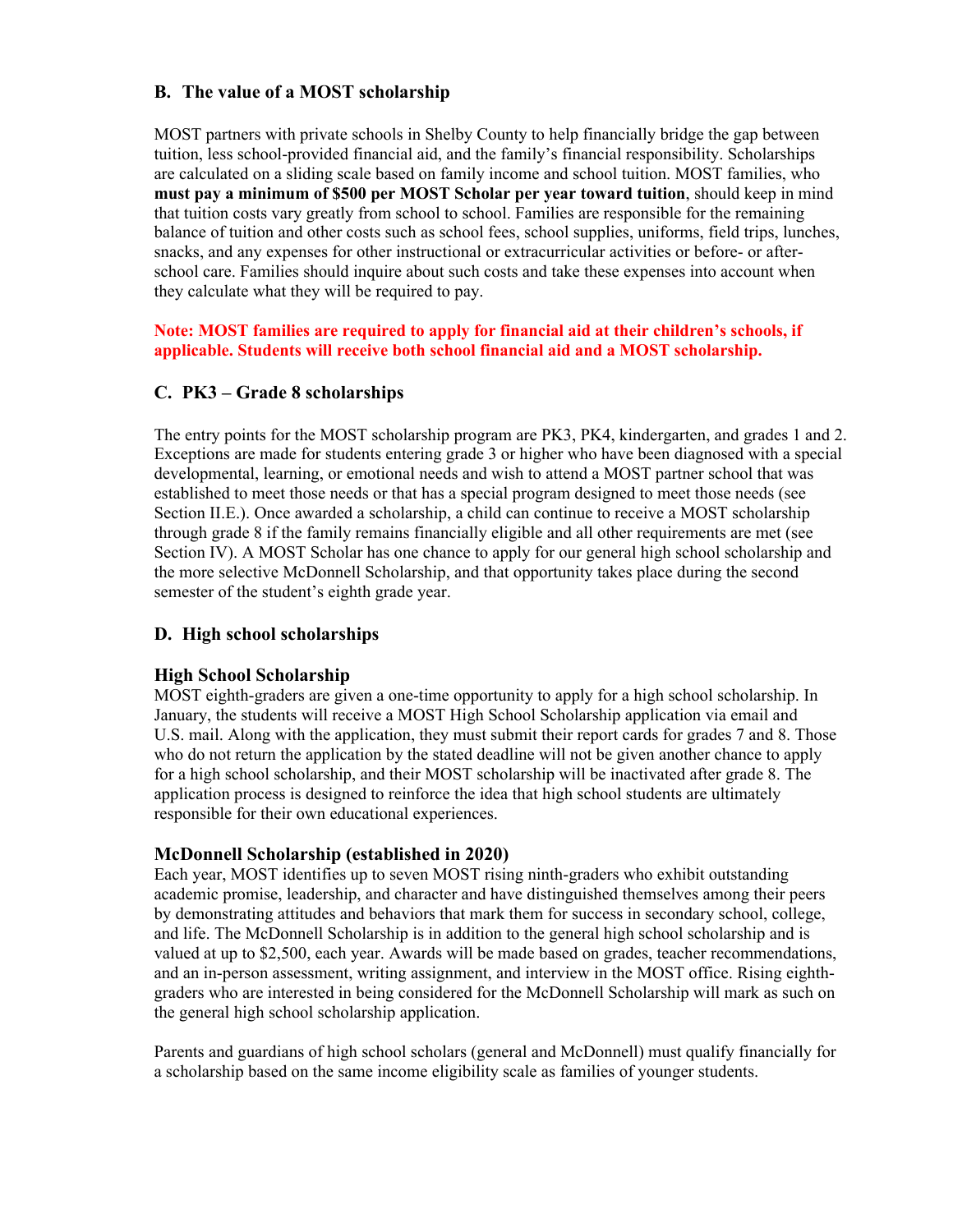## B. The value of a MOST scholarship

MOST partners with private schools in Shelby County to help financially bridge the gap between tuition, less school-provided financial aid, and the family's financial responsibility. Scholarships are calculated on a sliding scale based on family income and school tuition. MOST families, who **must pay a minimum of $500 per MOST Scholar per year toward tuition**, should keep in mind that tuition costs vary greatly from school to school. Families are responsible for the remaining balance of tuition and other costs such as school fees, school supplies, uniforms, field trips, lunches, snacks, and any expenses for other instructional or extracurricular activities or before- or after-school care. Families should inquire about such costs and take these expenses into account when they calculate what they will be required to pay.

**Note: MOST families are required to apply for financial aid at their children's schools, if applicable. Students will receive both school financial aid and a MOST scholarship.**

## C. PK3 – Grade 8 scholarships

The entry points for the MOST scholarship program are PK3, PK4, kindergarten, and grades 1 and 2. Exceptions are made for students entering grade 3 or higher who have been diagnosed with a special developmental, learning, or emotional needs and wish to attend a MOST partner school that was established to meet those needs or that has a special program designed to meet those needs (see Section II.E.). Once awarded a scholarship, a child can continue to receive a MOST scholarship through grade 8 if the family remains financially eligible and all other requirements are met (see Section IV). A MOST Scholar has one chance to apply for our general high school scholarship and the more selective McDonnell Scholarship, and that opportunity takes place during the second semester of the student's eighth grade year.

## D. High school scholarships

### High School Scholarship

MOST eighth-graders are given a one-time opportunity to apply for a high school scholarship. In January, the students will receive a MOST High School Scholarship application via email and U.S. mail. Along with the application, they must submit their report cards for grades 7 and 8. Those who do not return the application by the stated deadline will not be given another chance to apply for a high school scholarship, and their MOST scholarship will be inactivated after grade 8. The application process is designed to reinforce the idea that high school students are ultimately responsible for their own educational experiences.

### McDonnell Scholarship (established in 2020)

Each year, MOST identifies up to seven MOST rising ninth-graders who exhibit outstanding academic promise, leadership, and character and have distinguished themselves among their peers by demonstrating attitudes and behaviors that mark them for success in secondary school, college, and life. The McDonnell Scholarship is in addition to the general high school scholarship and is valued at up to $2,500, each year. Awards will be made based on grades, teacher recommendations, and an in-person assessment, writing assignment, and interview in the MOST office. Rising eighth-graders who are interested in being considered for the McDonnell Scholarship will mark as such on the general high school scholarship application.

Parents and guardians of high school scholars (general and McDonnell) must qualify financially for a scholarship based on the same income eligibility scale as families of younger students.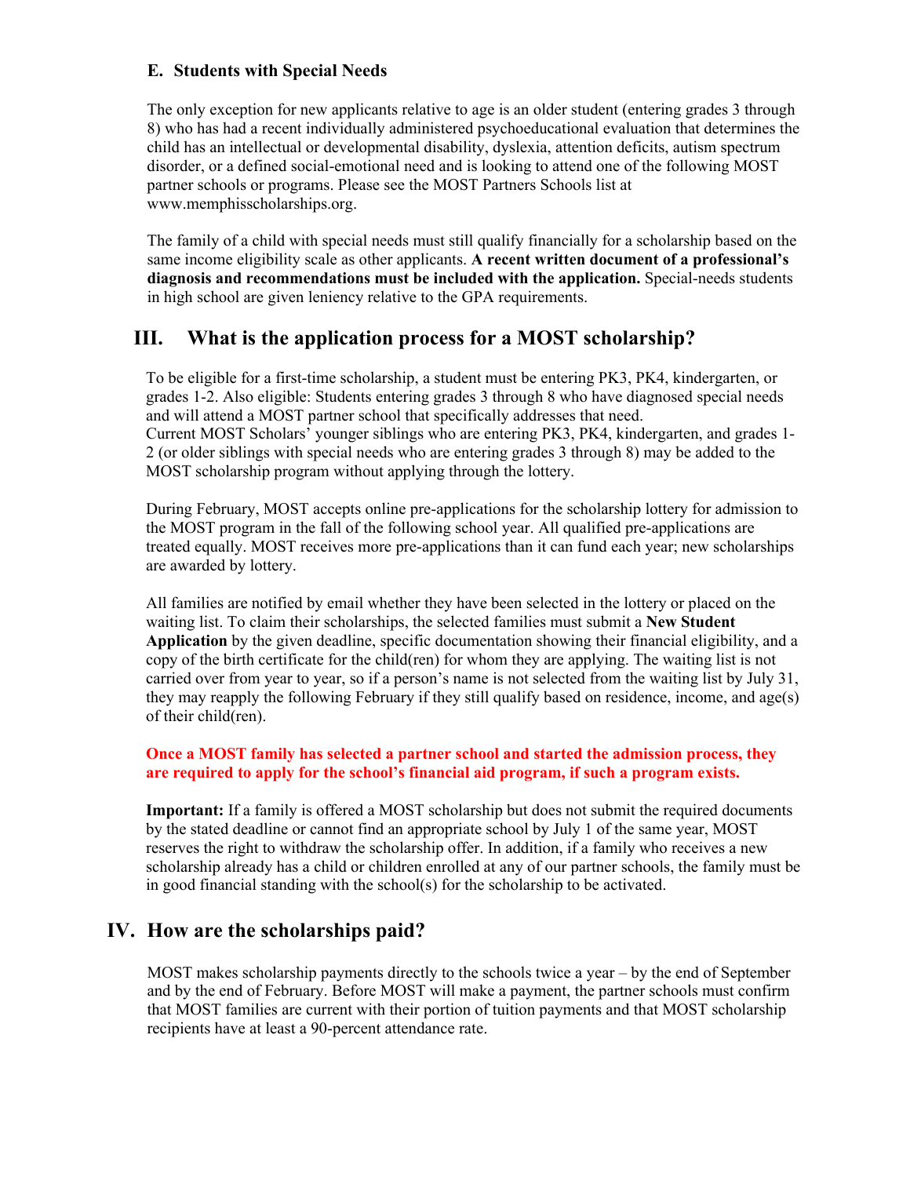### E. Students with Special Needs

The only exception for new applicants relative to age is an older student (entering grades 3 through 8) who has had a recent individually administered psychoeducational evaluation that determines the child has an intellectual or developmental disability, dyslexia, attention deficits, autism spectrum disorder, or a defined social-emotional need and is looking to attend one of the following MOST partner schools or programs. Please see the MOST Partners Schools list at www.memphisscholarships.org.

The family of a child with special needs must still qualify financially for a scholarship based on the same income eligibility scale as other applicants. **A recent written document of a professional's diagnosis and recommendations must be included with the application.** Special-needs students in high school are given leniency relative to the GPA requirements.

## III. What is the application process for a MOST scholarship?

To be eligible for a first-time scholarship, a student must be entering PK3, PK4, kindergarten, or grades 1-2. Also eligible: Students entering grades 3 through 8 who have diagnosed special needs and will attend a MOST partner school that specifically addresses that need.
Current MOST Scholars' younger siblings who are entering PK3, PK4, kindergarten, and grades 1-2 (or older siblings with special needs who are entering grades 3 through 8) may be added to the MOST scholarship program without applying through the lottery.

During February, MOST accepts online pre-applications for the scholarship lottery for admission to the MOST program in the fall of the following school year. All qualified pre-applications are treated equally. MOST receives more pre-applications than it can fund each year; new scholarships are awarded by lottery.

All families are notified by email whether they have been selected in the lottery or placed on the waiting list. To claim their scholarships, the selected families must submit a **New Student Application** by the given deadline, specific documentation showing their financial eligibility, and a copy of the birth certificate for the child(ren) for whom they are applying. The waiting list is not carried over from year to year, so if a person's name is not selected from the waiting list by July 31, they may reapply the following February if they still qualify based on residence, income, and age(s) of their child(ren).

**Once a MOST family has selected a partner school and started the admission process, they are required to apply for the school's financial aid program, if such a program exists.**

**Important:** If a family is offered a MOST scholarship but does not submit the required documents by the stated deadline or cannot find an appropriate school by July 1 of the same year, MOST reserves the right to withdraw the scholarship offer. In addition, if a family who receives a new scholarship already has a child or children enrolled at any of our partner schools, the family must be in good financial standing with the school(s) for the scholarship to be activated.

## IV. How are the scholarships paid?

MOST makes scholarship payments directly to the schools twice a year – by the end of September and by the end of February. Before MOST will make a payment, the partner schools must confirm that MOST families are current with their portion of tuition payments and that MOST scholarship recipients have at least a 90-percent attendance rate.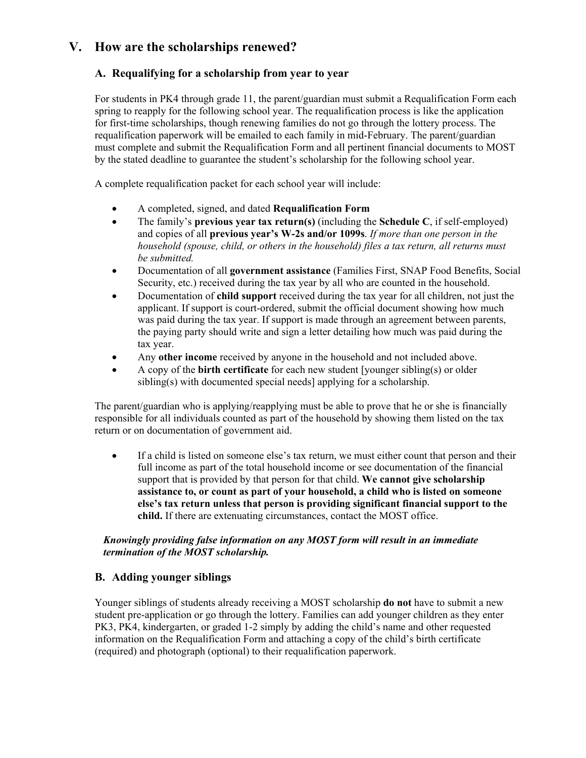# V. How are the scholarships renewed?

## A. Requalifying for a scholarship from year to year

For students in PK4 through grade 11, the parent/guardian must submit a Requalification Form each spring to reapply for the following school year. The requalification process is like the application for first-time scholarships, though renewing families do not go through the lottery process. The requalification paperwork will be emailed to each family in mid-February. The parent/guardian must complete and submit the Requalification Form and all pertinent financial documents to MOST by the stated deadline to guarantee the student's scholarship for the following school year.

A complete requalification packet for each school year will include:

- A completed, signed, and dated **Requalification Form**
- The family's **previous year tax return(s)** (including the **Schedule C**, if self-employed) and copies of all **previous year's W-2s and/or 1099s**. *If more than one person in the household (spouse, child, or others in the household) files a tax return, all returns must be submitted.*
- Documentation of all **government assistance** (Families First, SNAP Food Benefits, Social Security, etc.) received during the tax year by all who are counted in the household.
- Documentation of **child support** received during the tax year for all children, not just the applicant. If support is court-ordered, submit the official document showing how much was paid during the tax year. If support is made through an agreement between parents, the paying party should write and sign a letter detailing how much was paid during the tax year.
- Any **other income** received by anyone in the household and not included above.
- A copy of the **birth certificate** for each new student [younger sibling(s) or older sibling(s) with documented special needs] applying for a scholarship.

The parent/guardian who is applying/reapplying must be able to prove that he or she is financially responsible for all individuals counted as part of the household by showing them listed on the tax return or on documentation of government aid.

- If a child is listed on someone else's tax return, we must either count that person and their full income as part of the total household income or see documentation of the financial support that is provided by that person for that child. **We cannot give scholarship assistance to, or count as part of your household, a child who is listed on someone else's tax return unless that person is providing significant financial support to the child.** If there are extenuating circumstances, contact the MOST office.

***Knowingly providing false information on any MOST form will result in an immediate termination of the MOST scholarship.***

## B. Adding younger siblings

Younger siblings of students already receiving a MOST scholarship **do not** have to submit a new student pre-application or go through the lottery. Families can add younger children as they enter PK3, PK4, kindergarten, or graded 1-2 simply by adding the child's name and other requested information on the Requalification Form and attaching a copy of the child's birth certificate (required) and photograph (optional) to their requalification paperwork.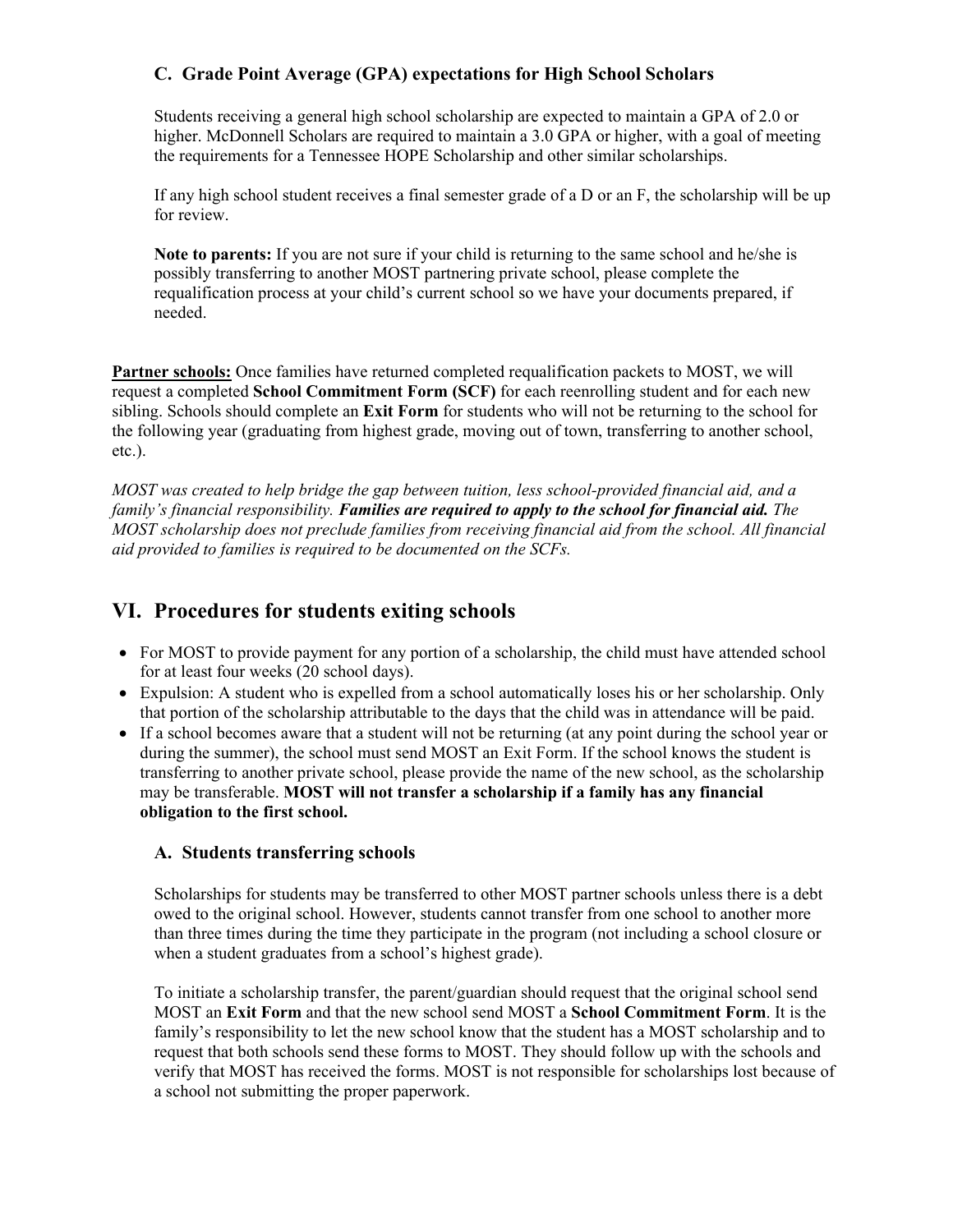### C. Grade Point Average (GPA) expectations for High School Scholars

Students receiving a general high school scholarship are expected to maintain a GPA of 2.0 or higher. McDonnell Scholars are required to maintain a 3.0 GPA or higher, with a goal of meeting the requirements for a Tennessee HOPE Scholarship and other similar scholarships.

If any high school student receives a final semester grade of a D or an F, the scholarship will be up for review.

**Note to parents:** If you are not sure if your child is returning to the same school and he/she is possibly transferring to another MOST partnering private school, please complete the requalification process at your child's current school so we have your documents prepared, if needed.

**Partner schools:** Once families have returned completed requalification packets to MOST, we will request a completed **School Commitment Form (SCF)** for each reenrolling student and for each new sibling. Schools should complete an **Exit Form** for students who will not be returning to the school for the following year (graduating from highest grade, moving out of town, transferring to another school, etc.).

*MOST was created to help bridge the gap between tuition, less school-provided financial aid, and a family's financial responsibility.* ***Families are required to apply to the school for financial aid.*** *The MOST scholarship does not preclude families from receiving financial aid from the school. All financial aid provided to families is required to be documented on the SCFs.*

## VI. Procedures for students exiting schools

- For MOST to provide payment for any portion of a scholarship, the child must have attended school for at least four weeks (20 school days).
- Expulsion: A student who is expelled from a school automatically loses his or her scholarship. Only that portion of the scholarship attributable to the days that the child was in attendance will be paid.
- If a school becomes aware that a student will not be returning (at any point during the school year or during the summer), the school must send MOST an Exit Form. If the school knows the student is transferring to another private school, please provide the name of the new school, as the scholarship may be transferable. **MOST will not transfer a scholarship if a family has any financial obligation to the first school.**

### A. Students transferring schools

Scholarships for students may be transferred to other MOST partner schools unless there is a debt owed to the original school. However, students cannot transfer from one school to another more than three times during the time they participate in the program (not including a school closure or when a student graduates from a school's highest grade).

To initiate a scholarship transfer, the parent/guardian should request that the original school send MOST an **Exit Form** and that the new school send MOST a **School Commitment Form**. It is the family's responsibility to let the new school know that the student has a MOST scholarship and to request that both schools send these forms to MOST. They should follow up with the schools and verify that MOST has received the forms. MOST is not responsible for scholarships lost because of a school not submitting the proper paperwork.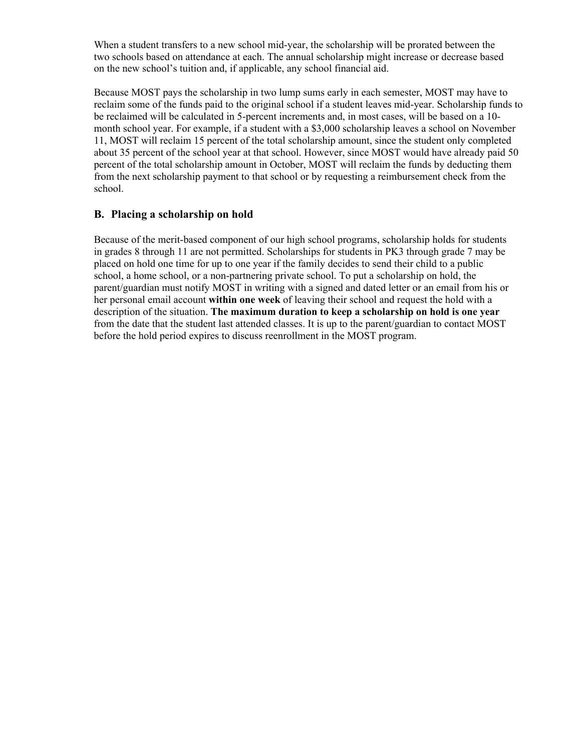When a student transfers to a new school mid-year, the scholarship will be prorated between the two schools based on attendance at each. The annual scholarship might increase or decrease based on the new school's tuition and, if applicable, any school financial aid.

Because MOST pays the scholarship in two lump sums early in each semester, MOST may have to reclaim some of the funds paid to the original school if a student leaves mid-year. Scholarship funds to be reclaimed will be calculated in 5-percent increments and, in most cases, will be based on a 10-month school year. For example, if a student with a $3,000 scholarship leaves a school on November 11, MOST will reclaim 15 percent of the total scholarship amount, since the student only completed about 35 percent of the school year at that school. However, since MOST would have already paid 50 percent of the total scholarship amount in October, MOST will reclaim the funds by deducting them from the next scholarship payment to that school or by requesting a reimbursement check from the school.

### B. Placing a scholarship on hold

Because of the merit-based component of our high school programs, scholarship holds for students in grades 8 through 11 are not permitted. Scholarships for students in PK3 through grade 7 may be placed on hold one time for up to one year if the family decides to send their child to a public school, a home school, or a non-partnering private school. To put a scholarship on hold, the parent/guardian must notify MOST in writing with a signed and dated letter or an email from his or her personal email account **within one week** of leaving their school and request the hold with a description of the situation. **The maximum duration to keep a scholarship on hold is one year** from the date that the student last attended classes. It is up to the parent/guardian to contact MOST before the hold period expires to discuss reenrollment in the MOST program.